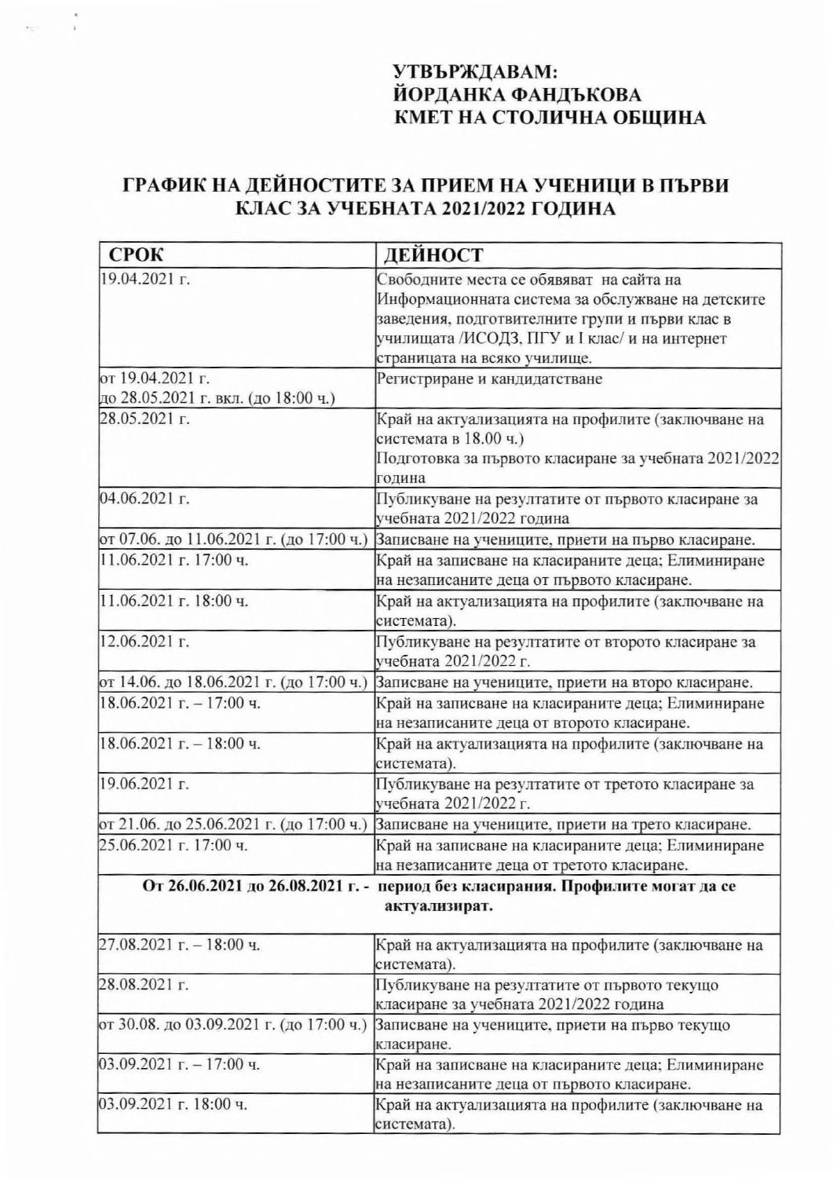**УТВЪРЖДАВАМ:**
**ЙОРДАНКА ФАНДЪКОВА**
**КМЕТ НА СТОЛИЧНА ОБЩИНА**

# ГРАФИК НА ДЕЙНОСТИТЕ ЗА ПРИЕМ НА УЧЕНИЦИ В ПЪРВИ КЛАС ЗА УЧЕБНАТА 2021/2022 ГОДИНА

| СРОК | ДЕЙНОСТ |
|---|---|
| 19.04.2021 г. | Свободните места се обявяват на сайта на Информационната система за обслужване на детските заведения, подготвителните групи и първи клас в училищата /ИСОДЗ, ПГУ и I клас/ и на интернет страницата на всяко училище. |
| от 19.04.2021 г. до 28.05.2021 г. вкл. (до 18:00 ч.) | Регистриране и кандидатстване |
| 28.05.2021 г. | Край на актуализацията на профилите (заключване на системата в 18.00 ч.) Подготовка за първото класиране за учебната 2021/2022 година |
| 04.06.2021 г. | Публикуване на резултатите от първото класиране за учебната 2021/2022 година |
| от 07.06. до 11.06.2021 г. (до 17:00 ч.) | Записване на учениците, приети на първо класиране. |
| 11.06.2021 г. 17:00 ч. | Край на записване на класираните деца; Елиминиране на незаписаните деца от първото класиране. |
| 11.06.2021 г. 18:00 ч. | Край на актуализацията на профилите (заключване на системата). |
| 12.06.2021 г. | Публикуване на резултатите от второто класиране за учебната 2021/2022 г. |
| от 14.06. до 18.06.2021 г. (до 17:00 ч.) | Записване на учениците, приети на второ класиране. |
| 18.06.2021 г. – 17:00 ч. | Край на записване на класираните деца; Елиминиране на незаписаните деца от второто класиране. |
| 18.06.2021 г. – 18:00 ч. | Край на актуализацията на профилите (заключване на системата). |
| 19.06.2021 г. | Публикуване на резултатите от третото класиране за учебната 2021/2022 г. |
| от 21.06. до 25.06.2021 г. (до 17:00 ч.) | Записване на учениците, приети на трето класиране. |
| 25.06.2021 г. 17:00 ч. | Край на записване на класираните деца; Елиминиране на незаписаните деца от третото класиране. |
| **От 26.06.2021 до 26.08.2021 г. - период без класирания. Профилите могат да се актуализират.** | |
| 27.08.2021 г. – 18:00 ч. | Край на актуализацията на профилите (заключване на системата). |
| 28.08.2021 г. | Публикуване на резултатите от първото текущо класиране за учебната 2021/2022 година |
| от 30.08. до 03.09.2021 г. (до 17:00 ч.) | Записване на учениците, приети на първо текущо класиране. |
| 03.09.2021 г. – 17:00 ч. | Край на записване на класираните деца; Елиминиране на незаписаните деца от първото класиране. |
| 03.09.2021 г. 18:00 ч. | Край на актуализацията на профилите (заключване на системата). |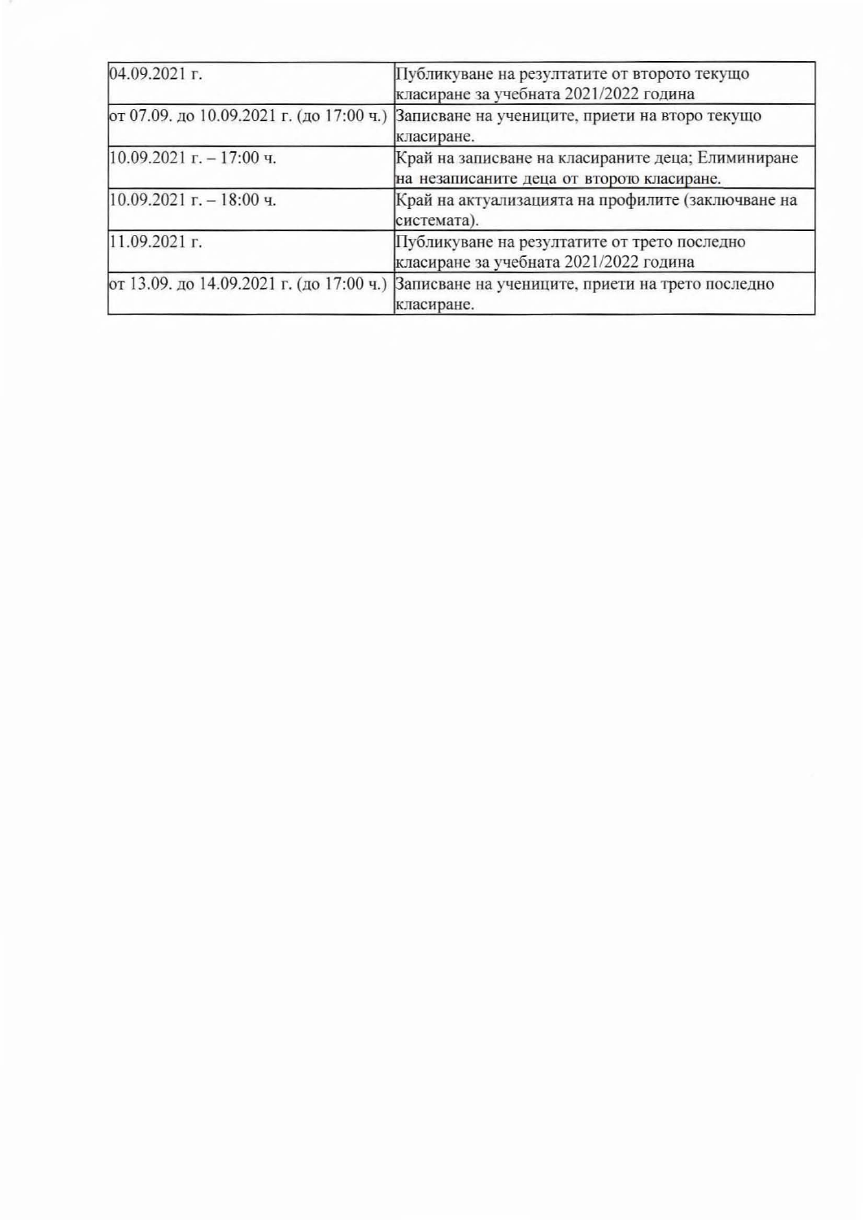| | |
|---|---|
| 04.09.2021 г. | Публикуване на резултатите от второто текущо класиране за учебната 2021/2022 година |
| от 07.09. до 10.09.2021 г. (до 17:00 ч.) | Записване на учениците, приети на второ текущо класиране. |
| 10.09.2021 г. – 17:00 ч. | Край на записване на класираните деца; Елиминиране на незаписаните деца от второю класиране. |
| 10.09.2021 г. – 18:00 ч. | Край на актуализацията на профилите (заключване на системата). |
| 11.09.2021 г. | Публикуване на резултатите от трето последно класиране за учебната 2021/2022 година |
| от 13.09. до 14.09.2021 г. (до 17:00 ч.) | Записване на учениците, приети на трето последно класиране. |